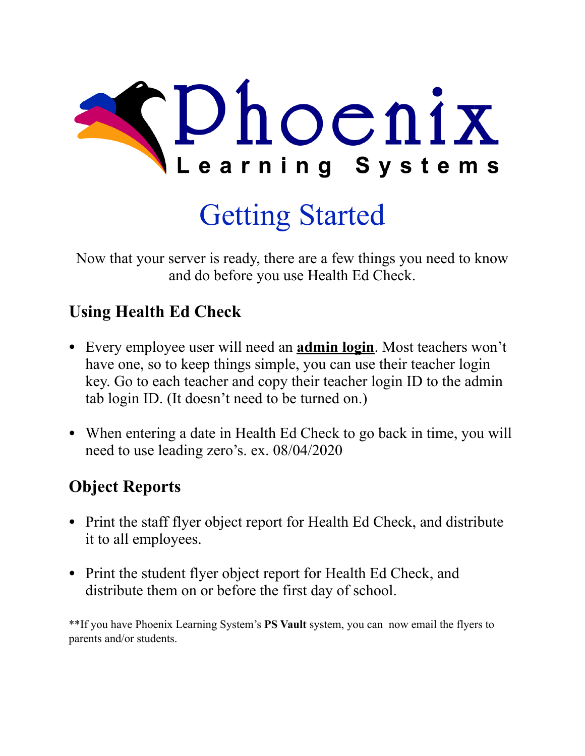# Phoenix Learning Systems

# Getting Started

Now that your server is ready, there are a few things you need to know and do before you use Health Ed Check.

## Using Health Ed Check

- Every employee user will need an **admin login**. Most teachers won't have one, so to keep things simple, you can use their teacher login key. Go to each teacher and copy their teacher login ID to the admin tab login ID. (It doesn't need to be turned on.)

- When entering a date in Health Ed Check to go back in time, you will need to use leading zero's. ex. 08/04/2020

## Object Reports

- Print the staff flyer object report for Health Ed Check, and distribute it to all employees.

- Print the student flyer object report for Health Ed Check, and distribute them on or before the first day of school.

**If you have Phoenix Learning System's **PS Vault** system, you can now email the flyers to parents and/or students.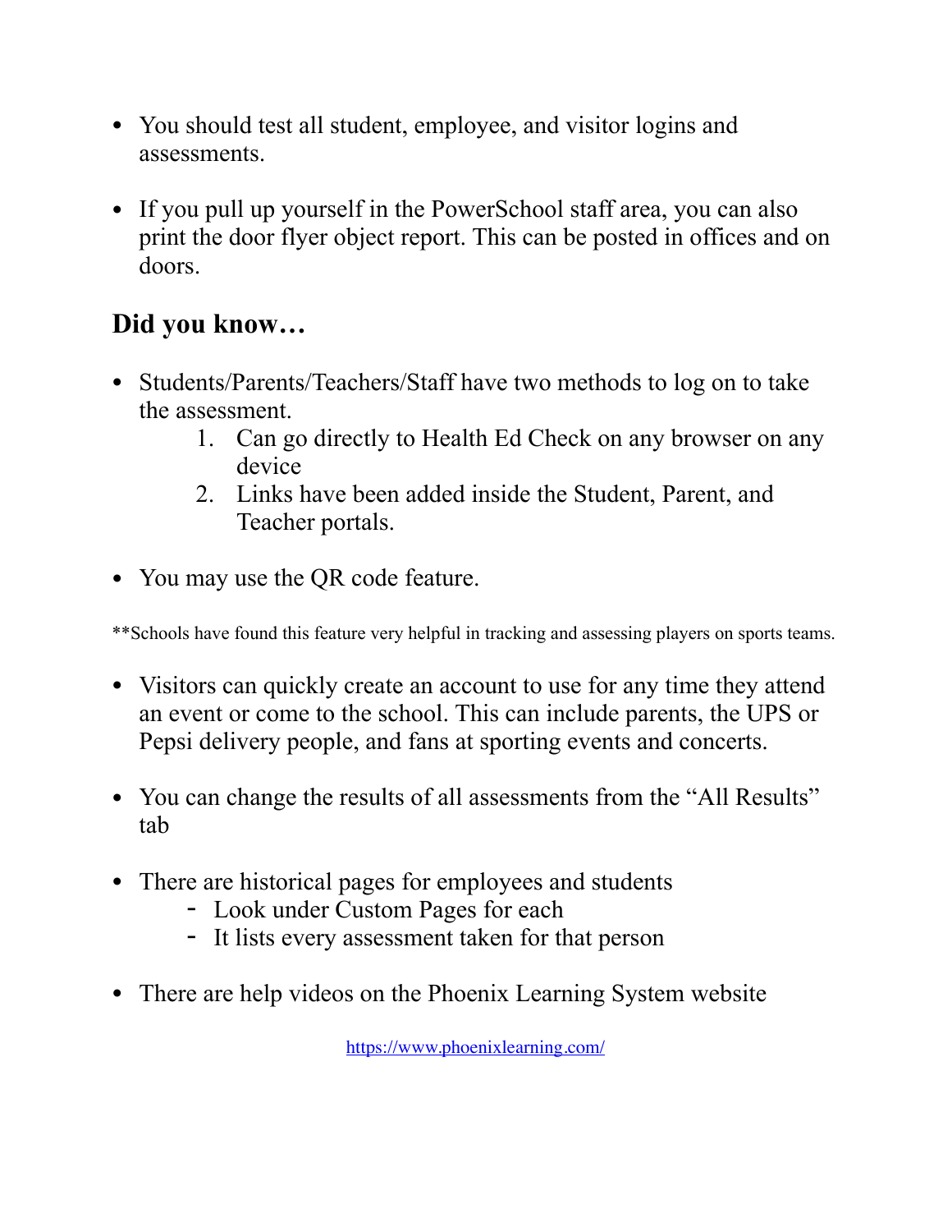- You should test all student, employee, and visitor logins and assessments.

- If you pull up yourself in the PowerSchool staff area, you can also print the door flyer object report. This can be posted in offices and on doors.

## Did you know…

- Students/Parents/Teachers/Staff have two methods to log on to take the assessment.
    1. Can go directly to Health Ed Check on any browser on any device
    2. Links have been added inside the Student, Parent, and Teacher portals.

- You may use the QR code feature.

**Schools have found this feature very helpful in tracking and assessing players on sports teams.

- Visitors can quickly create an account to use for any time they attend an event or come to the school. This can include parents, the UPS or Pepsi delivery people, and fans at sporting events and concerts.

- You can change the results of all assessments from the "All Results" tab

- There are historical pages for employees and students
    - Look under Custom Pages for each
    - It lists every assessment taken for that person

- There are help videos on the Phoenix Learning System website

[https://www.phoenixlearning.com/](https://www.phoenixlearning.com/)